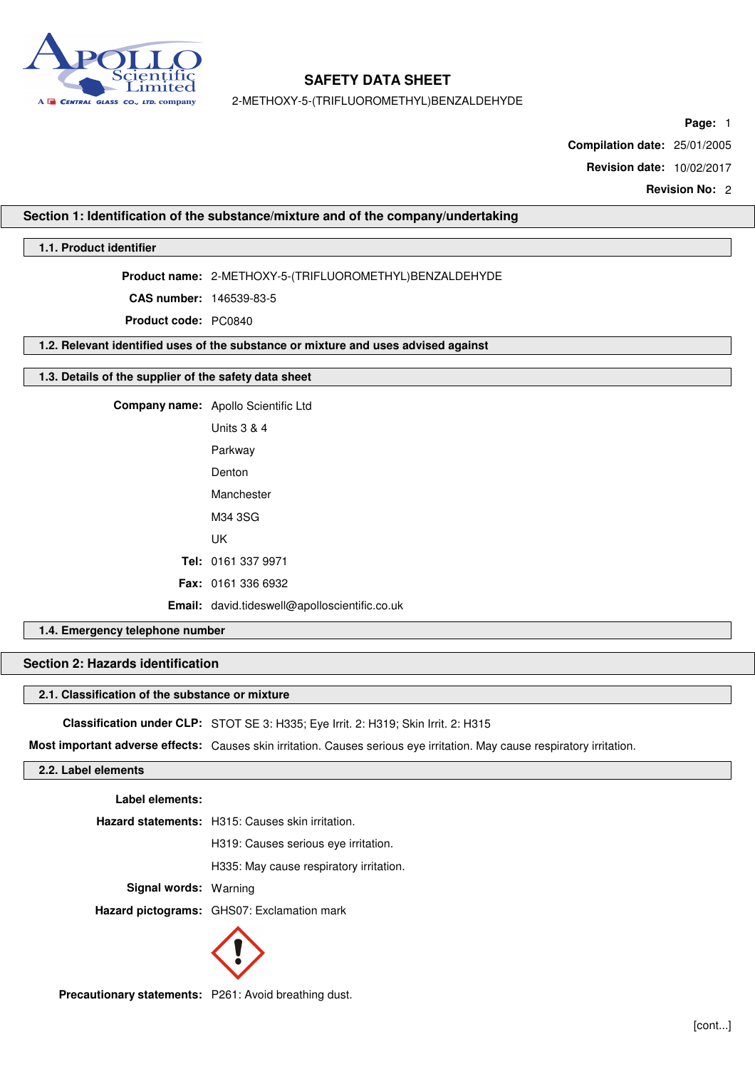# SAFETY DATA SHEET

2-METHOXY-5-(TRIFLUOROMETHYL)BENZALDEHYDE

**Page:** 1

**Compilation date:** 25/01/2005

**Revision date:** 10/02/2017

**Revision No:** 2

## Section 1: Identification of the substance/mixture and of the company/undertaking

### 1.1. Product identifier

**Product name:** 2-METHOXY-5-(TRIFLUOROMETHYL)BENZALDEHYDE

**CAS number:** 146539-83-5

**Product code:** PC0840

### 1.2. Relevant identified uses of the substance or mixture and uses advised against

### 1.3. Details of the supplier of the safety data sheet

**Company name:** Apollo Scientific Ltd
Units 3 & 4
Parkway
Denton
Manchester
M34 3SG
UK

**Tel:** 0161 337 9971

**Fax:** 0161 336 6932

**Email:** david.tideswell@apolloscientific.co.uk

### 1.4. Emergency telephone number

## Section 2: Hazards identification

### 2.1. Classification of the substance or mixture

**Classification under CLP:** STOT SE 3: H335; Eye Irrit. 2: H319; Skin Irrit. 2: H315

**Most important adverse effects:** Causes skin irritation. Causes serious eye irritation. May cause respiratory irritation.

### 2.2. Label elements

**Label elements:**

**Hazard statements:** H315: Causes skin irritation.
H319: Causes serious eye irritation.
H335: May cause respiratory irritation.

**Signal words:** Warning

**Hazard pictograms:** GHS07: Exclamation mark

**Precautionary statements:** P261: Avoid breathing dust.

[cont...]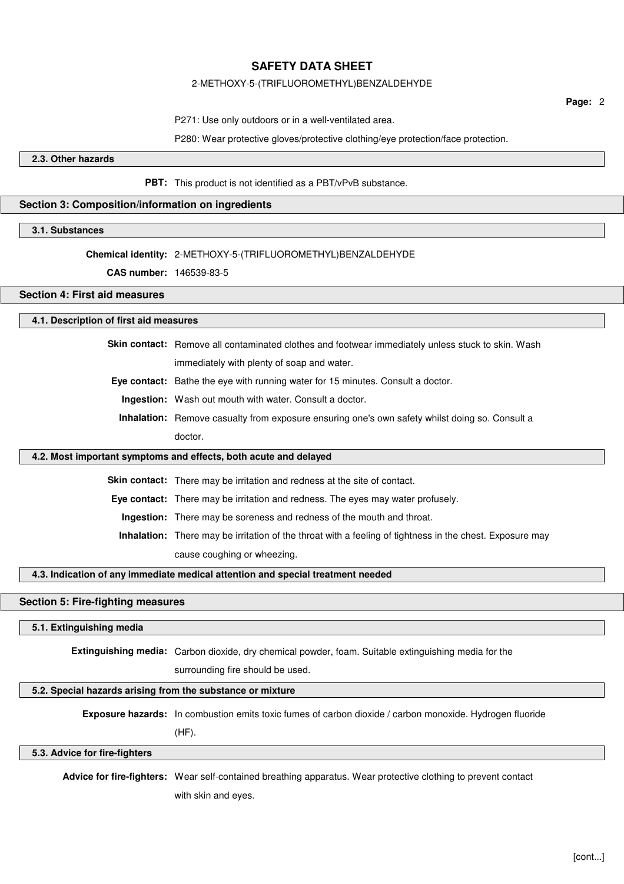P271: Use only outdoors or in a well-ventilated area.

P280: Wear protective gloves/protective clothing/eye protection/face protection.

### 2.3. Other hazards

**PBT:** This product is not identified as a PBT/vPvB substance.

## Section 3: Composition/information on ingredients

### 3.1. Substances

**Chemical identity:** 2-METHOXY-5-(TRIFLUOROMETHYL)BENZALDEHYDE

**CAS number:** 146539-83-5

## Section 4: First aid measures

### 4.1. Description of first aid measures

**Skin contact:** Remove all contaminated clothes and footwear immediately unless stuck to skin. Wash immediately with plenty of soap and water.

**Eye contact:** Bathe the eye with running water for 15 minutes. Consult a doctor.

**Ingestion:** Wash out mouth with water. Consult a doctor.

**Inhalation:** Remove casualty from exposure ensuring one's own safety whilst doing so. Consult a doctor.

### 4.2. Most important symptoms and effects, both acute and delayed

**Skin contact:** There may be irritation and redness at the site of contact.

**Eye contact:** There may be irritation and redness. The eyes may water profusely.

**Ingestion:** There may be soreness and redness of the mouth and throat.

**Inhalation:** There may be irritation of the throat with a feeling of tightness in the chest. Exposure may cause coughing or wheezing.

### 4.3. Indication of any immediate medical attention and special treatment needed

## Section 5: Fire-fighting measures

### 5.1. Extinguishing media

**Extinguishing media:** Carbon dioxide, dry chemical powder, foam. Suitable extinguishing media for the surrounding fire should be used.

### 5.2. Special hazards arising from the substance or mixture

**Exposure hazards:** In combustion emits toxic fumes of carbon dioxide / carbon monoxide. Hydrogen fluoride (HF).

### 5.3. Advice for fire-fighters

**Advice for fire-fighters:** Wear self-contained breathing apparatus. Wear protective clothing to prevent contact with skin and eyes.

[cont...]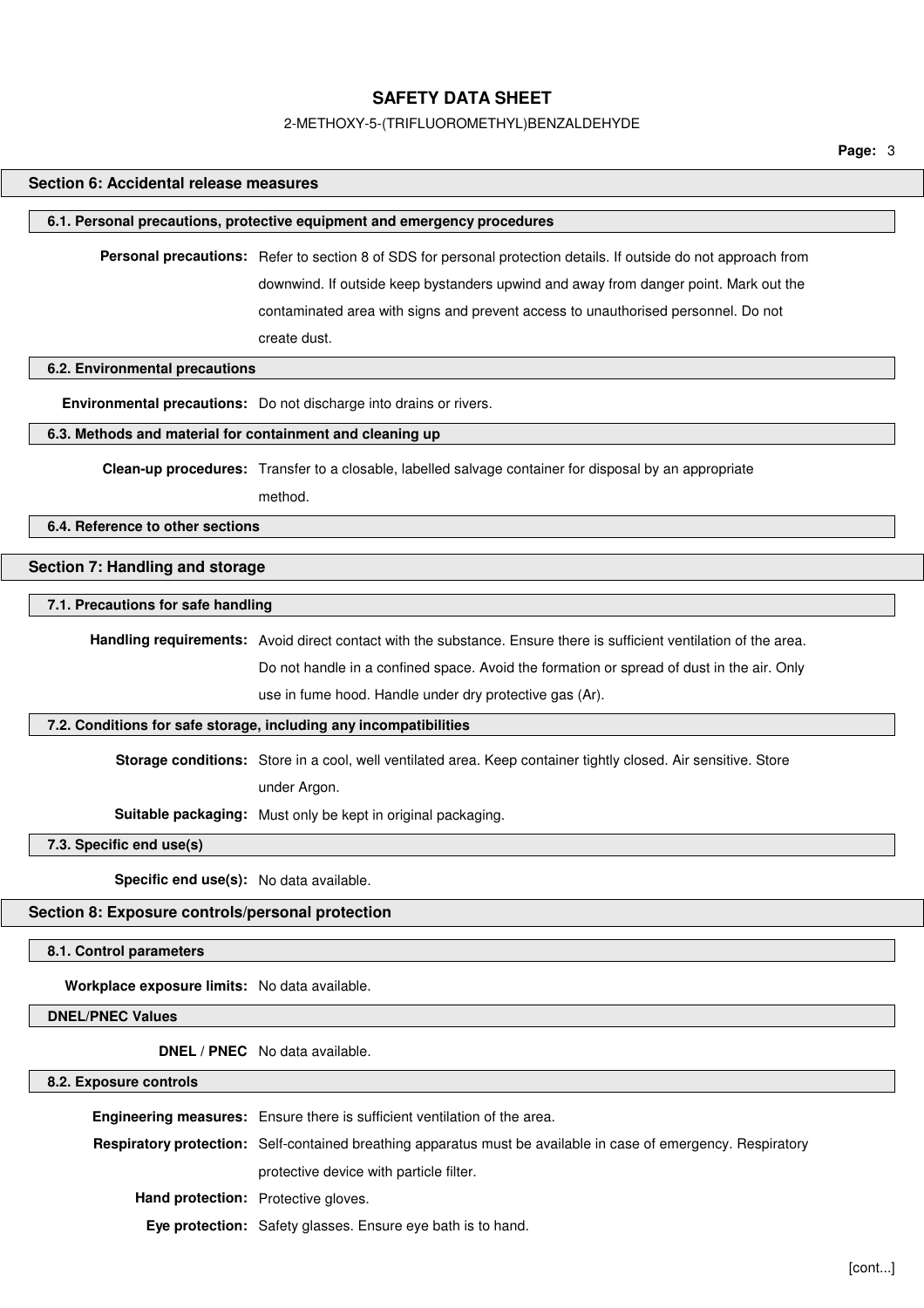## Section 6: Accidental release measures

### 6.1. Personal precautions, protective equipment and emergency procedures

**Personal precautions:** Refer to section 8 of SDS for personal protection details. If outside do not approach from downwind. If outside keep bystanders upwind and away from danger point. Mark out the contaminated area with signs and prevent access to unauthorised personnel. Do not create dust.

### 6.2. Environmental precautions

**Environmental precautions:** Do not discharge into drains or rivers.

### 6.3. Methods and material for containment and cleaning up

**Clean-up procedures:** Transfer to a closable, labelled salvage container for disposal by an appropriate method.

### 6.4. Reference to other sections

## Section 7: Handling and storage

### 7.1. Precautions for safe handling

**Handling requirements:** Avoid direct contact with the substance. Ensure there is sufficient ventilation of the area. Do not handle in a confined space. Avoid the formation or spread of dust in the air. Only use in fume hood. Handle under dry protective gas (Ar).

### 7.2. Conditions for safe storage, including any incompatibilities

**Storage conditions:** Store in a cool, well ventilated area. Keep container tightly closed. Air sensitive. Store under Argon.

**Suitable packaging:** Must only be kept in original packaging.

### 7.3. Specific end use(s)

**Specific end use(s):** No data available.

## Section 8: Exposure controls/personal protection

### 8.1. Control parameters

**Workplace exposure limits:** No data available.

### DNEL/PNEC Values

**DNEL / PNEC** No data available.

### 8.2. Exposure controls

**Engineering measures:** Ensure there is sufficient ventilation of the area.

**Respiratory protection:** Self-contained breathing apparatus must be available in case of emergency. Respiratory protective device with particle filter.

**Hand protection:** Protective gloves.

**Eye protection:** Safety glasses. Ensure eye bath is to hand.

[cont...]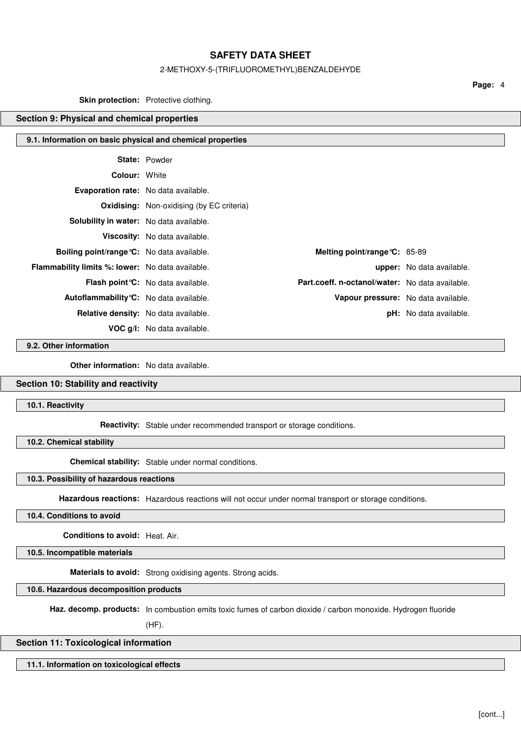**Skin protection:** Protective clothing.

## Section 9: Physical and chemical properties

### 9.1. Information on basic physical and chemical properties

**State:** Powder

**Colour:** White

**Evaporation rate:** No data available.

**Oxidising:** Non-oxidising (by EC criteria)

**Solubility in water:** No data available.

**Viscosity:** No data available.

| | | | |
|---|---|---|---|
| **Boiling point/range°C:** | No data available. | **Melting point/range°C:** | 85-89 |
| **Flammability limits %: lower:** | No data available. | **upper:** | No data available. |
| **Flash point°C:** | No data available. | **Part.coeff. n-octanol/water:** | No data available. |
| **Autoflammability°C:** | No data available. | **Vapour pressure:** | No data available. |
| **Relative density:** | No data available. | **pH:** | No data available. |
| **VOC g/l:** | No data available. | | |

### 9.2. Other information

**Other information:** No data available.

## Section 10: Stability and reactivity

### 10.1. Reactivity

**Reactivity:** Stable under recommended transport or storage conditions.

### 10.2. Chemical stability

**Chemical stability:** Stable under normal conditions.

### 10.3. Possibility of hazardous reactions

**Hazardous reactions:** Hazardous reactions will not occur under normal transport or storage conditions.

### 10.4. Conditions to avoid

**Conditions to avoid:** Heat. Air.

### 10.5. Incompatible materials

**Materials to avoid:** Strong oxidising agents. Strong acids.

### 10.6. Hazardous decomposition products

**Haz. decomp. products:** In combustion emits toxic fumes of carbon dioxide / carbon monoxide. Hydrogen fluoride (HF).

## Section 11: Toxicological information

### 11.1. Information on toxicological effects

[cont...]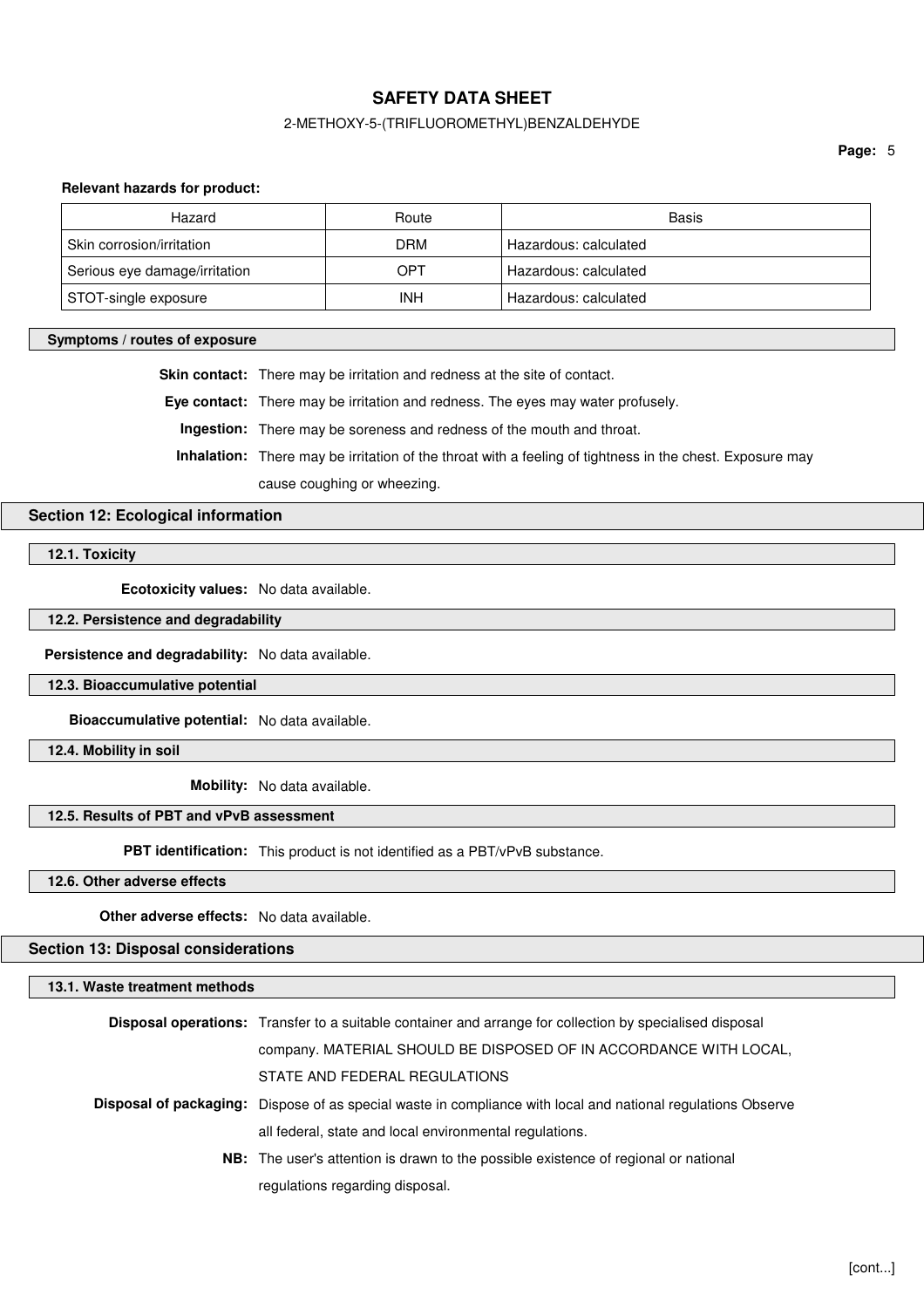**Relevant hazards for product:**

| Hazard | Route | Basis |
| --- | --- | --- |
| Skin corrosion/irritation | DRM | Hazardous: calculated |
| Serious eye damage/irritation | OPT | Hazardous: calculated |
| STOT-single exposure | INH | Hazardous: calculated |

### Symptoms / routes of exposure

**Skin contact:** There may be irritation and redness at the site of contact.

**Eye contact:** There may be irritation and redness. The eyes may water profusely.

**Ingestion:** There may be soreness and redness of the mouth and throat.

**Inhalation:** There may be irritation of the throat with a feeling of tightness in the chest. Exposure may cause coughing or wheezing.

## Section 12: Ecological information

### 12.1. Toxicity

**Ecotoxicity values:** No data available.

### 12.2. Persistence and degradability

**Persistence and degradability:** No data available.

### 12.3. Bioaccumulative potential

**Bioaccumulative potential:** No data available.

### 12.4. Mobility in soil

**Mobility:** No data available.

### 12.5. Results of PBT and vPvB assessment

**PBT identification:** This product is not identified as a PBT/vPvB substance.

### 12.6. Other adverse effects

**Other adverse effects:** No data available.

## Section 13: Disposal considerations

### 13.1. Waste treatment methods

**Disposal operations:** Transfer to a suitable container and arrange for collection by specialised disposal company. MATERIAL SHOULD BE DISPOSED OF IN ACCORDANCE WITH LOCAL, STATE AND FEDERAL REGULATIONS

**Disposal of packaging:** Dispose of as special waste in compliance with local and national regulations Observe all federal, state and local environmental regulations.

**NB:** The user's attention is drawn to the possible existence of regional or national regulations regarding disposal.

[cont...]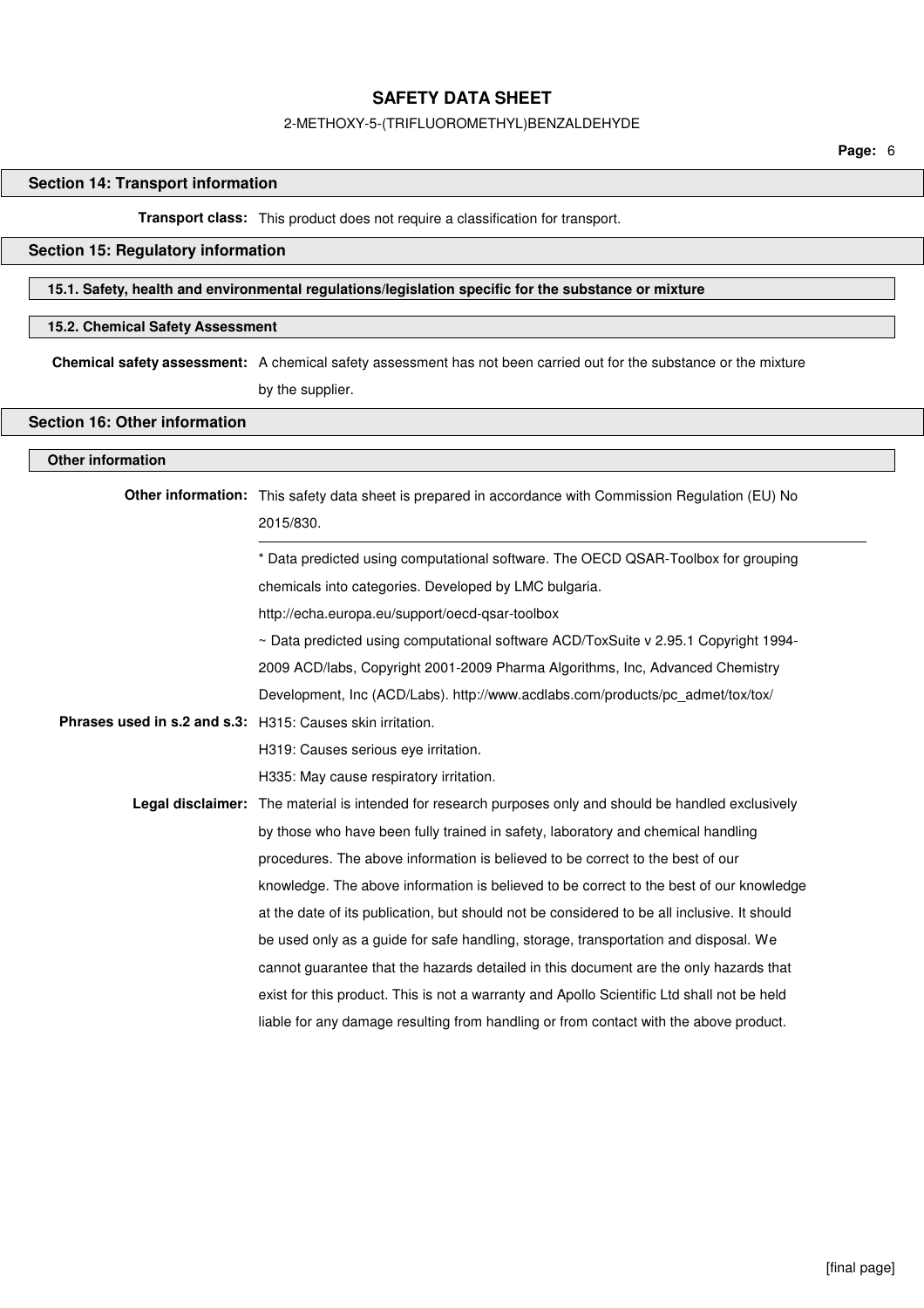## Section 14: Transport information

**Transport class:** This product does not require a classification for transport.

## Section 15: Regulatory information

### 15.1. Safety, health and environmental regulations/legislation specific for the substance or mixture

### 15.2. Chemical Safety Assessment

**Chemical safety assessment:** A chemical safety assessment has not been carried out for the substance or the mixture by the supplier.

## Section 16: Other information

### Other information

**Other information:** This safety data sheet is prepared in accordance with Commission Regulation (EU) No 2015/830.

---

* Data predicted using computational software. The OECD QSAR-Toolbox for grouping chemicals into categories. Developed by LMC bulgaria. http://echa.europa.eu/support/oecd-qsar-toolbox

~ Data predicted using computational software ACD/ToxSuite v 2.95.1 Copyright 1994-2009 ACD/labs, Copyright 2001-2009 Pharma Algorithms, Inc, Advanced Chemistry Development, Inc (ACD/Labs). http://www.acdlabs.com/products/pc_admet/tox/tox/

**Phrases used in s.2 and s.3:** H315: Causes skin irritation.

H319: Causes serious eye irritation.

H335: May cause respiratory irritation.

**Legal disclaimer:** The material is intended for research purposes only and should be handled exclusively by those who have been fully trained in safety, laboratory and chemical handling procedures. The above information is believed to be correct to the best of our knowledge. The above information is believed to be correct to the best of our knowledge at the date of its publication, but should not be considered to be all inclusive. It should be used only as a guide for safe handling, storage, transportation and disposal. We cannot guarantee that the hazards detailed in this document are the only hazards that exist for this product. This is not a warranty and Apollo Scientific Ltd shall not be held liable for any damage resulting from handling or from contact with the above product.

[final page]